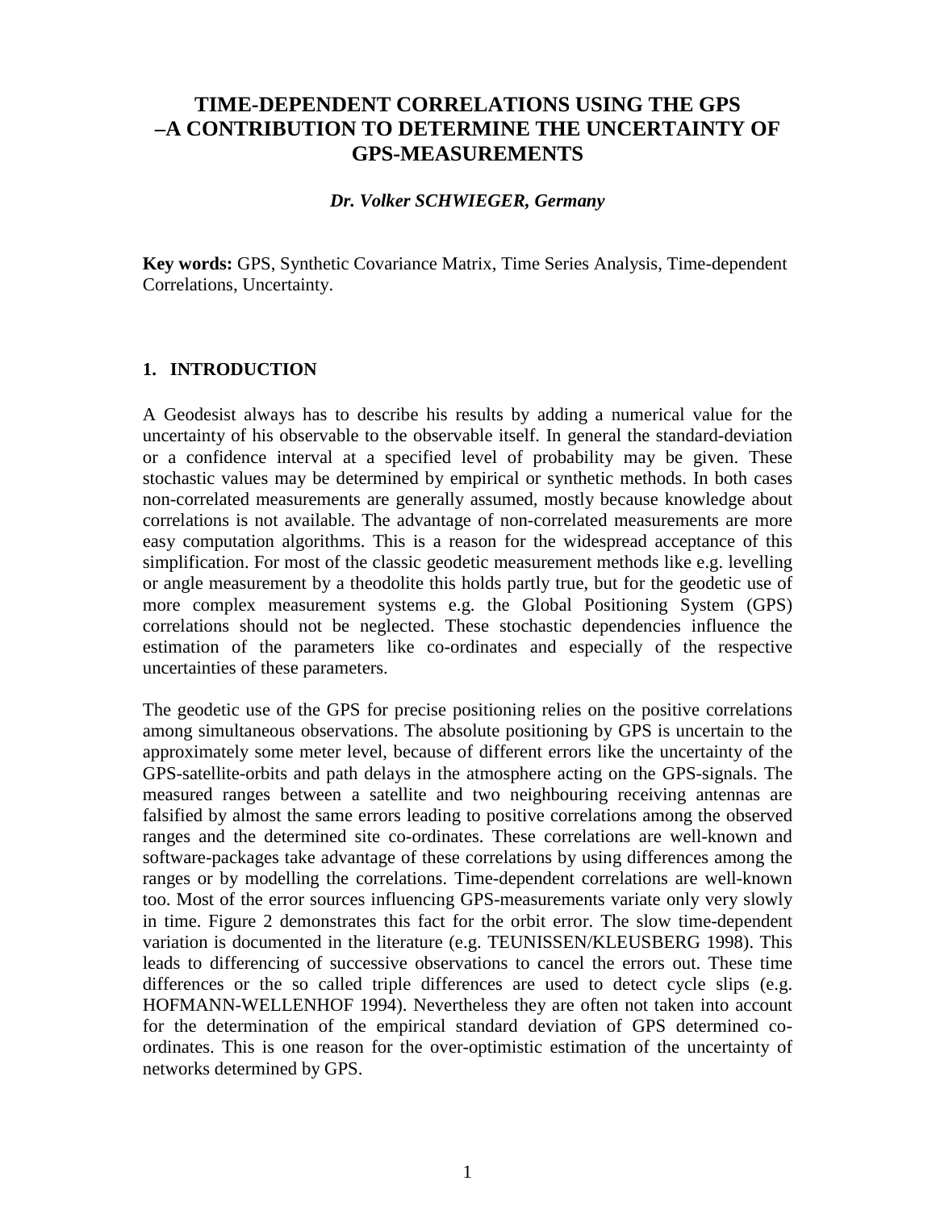# TIME-DEPENDENT CORRELATIONS USING THE GPS –A CONTRIBUTION TO DETERMINE THE UNCERTAINTY OF GPS-MEASUREMENTS

***Dr. Volker SCHWIEGER, Germany***

**Key words:** GPS, Synthetic Covariance Matrix, Time Series Analysis, Time-dependent Correlations, Uncertainty.

## 1. INTRODUCTION

A Geodesist always has to describe his results by adding a numerical value for the uncertainty of his observable to the observable itself. In general the standard-deviation or a confidence interval at a specified level of probability may be given. These stochastic values may be determined by empirical or synthetic methods. In both cases non-correlated measurements are generally assumed, mostly because knowledge about correlations is not available. The advantage of non-correlated measurements are more easy computation algorithms. This is a reason for the widespread acceptance of this simplification. For most of the classic geodetic measurement methods like e.g. levelling or angle measurement by a theodolite this holds partly true, but for the geodetic use of more complex measurement systems e.g. the Global Positioning System (GPS) correlations should not be neglected. These stochastic dependencies influence the estimation of the parameters like co-ordinates and especially of the respective uncertainties of these parameters.

The geodetic use of the GPS for precise positioning relies on the positive correlations among simultaneous observations. The absolute positioning by GPS is uncertain to the approximately some meter level, because of different errors like the uncertainty of the GPS-satellite-orbits and path delays in the atmosphere acting on the GPS-signals. The measured ranges between a satellite and two neighbouring receiving antennas are falsified by almost the same errors leading to positive correlations among the observed ranges and the determined site co-ordinates. These correlations are well-known and software-packages take advantage of these correlations by using differences among the ranges or by modelling the correlations. Time-dependent correlations are well-known too. Most of the error sources influencing GPS-measurements variate only very slowly in time. Figure 2 demonstrates this fact for the orbit error. The slow time-dependent variation is documented in the literature (e.g. TEUNISSEN/KLEUSBERG 1998). This leads to differencing of successive observations to cancel the errors out. These time differences or the so called triple differences are used to detect cycle slips (e.g. HOFMANN-WELLENHOF 1994). Nevertheless they are often not taken into account for the determination of the empirical standard deviation of GPS determined co-ordinates. This is one reason for the over-optimistic estimation of the uncertainty of networks determined by GPS.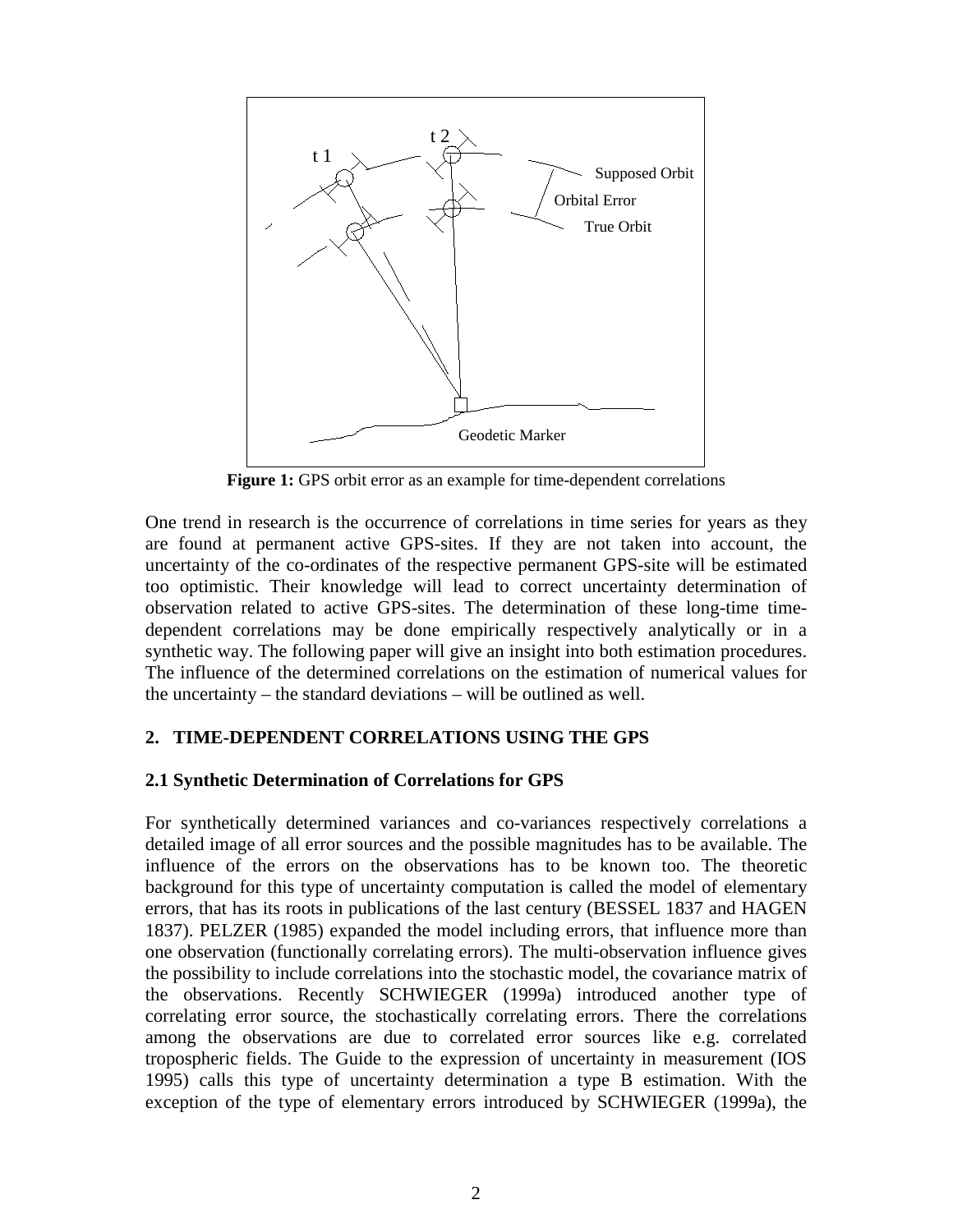**Figure 1:** GPS orbit error as an example for time-dependent correlations

One trend in research is the occurrence of correlations in time series for years as they are found at permanent active GPS-sites. If they are not taken into account, the uncertainty of the co-ordinates of the respective permanent GPS-site will be estimated too optimistic. Their knowledge will lead to correct uncertainty determination of observation related to active GPS-sites. The determination of these long-time time-dependent correlations may be done empirically respectively analytically or in a synthetic way. The following paper will give an insight into both estimation procedures. The influence of the determined correlations on the estimation of numerical values for the uncertainty – the standard deviations – will be outlined as well.

## 2. TIME-DEPENDENT CORRELATIONS USING THE GPS

### 2.1 Synthetic Determination of Correlations for GPS

For synthetically determined variances and co-variances respectively correlations a detailed image of all error sources and the possible magnitudes has to be available. The influence of the errors on the observations has to be known too. The theoretic background for this type of uncertainty computation is called the model of elementary errors, that has its roots in publications of the last century (BESSEL 1837 and HAGEN 1837). PELZER (1985) expanded the model including errors, that influence more than one observation (functionally correlating errors). The multi-observation influence gives the possibility to include correlations into the stochastic model, the covariance matrix of the observations. Recently SCHWIEGER (1999a) introduced another type of correlating error source, the stochastically correlating errors. There the correlations among the observations are due to correlated error sources like e.g. correlated tropospheric fields. The Guide to the expression of uncertainty in measurement (IOS 1995) calls this type of uncertainty determination a type B estimation. With the exception of the type of elementary errors introduced by SCHWIEGER (1999a), the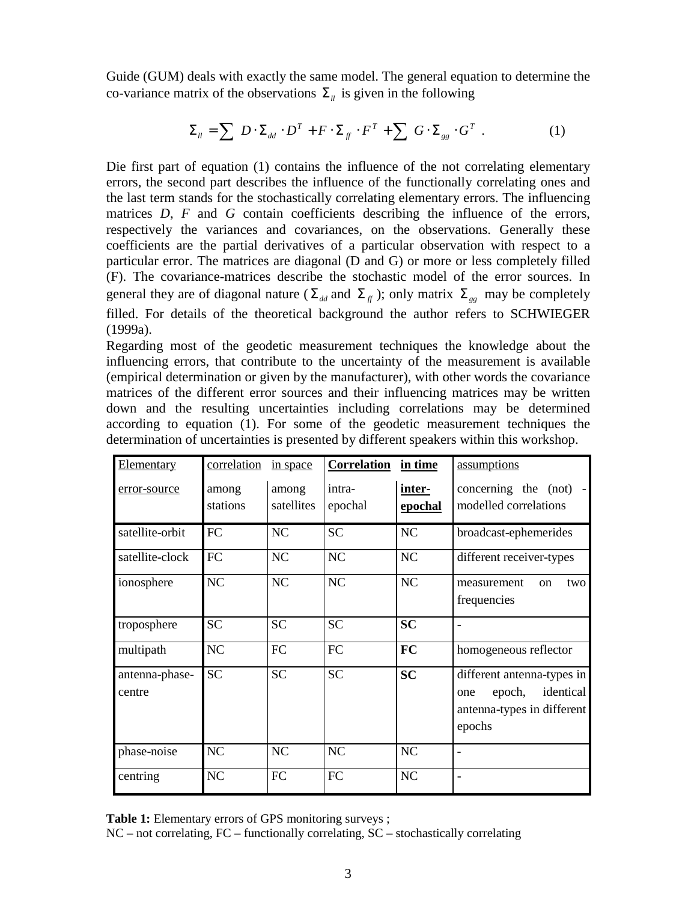Guide (GUM) deals with exactly the same model. The general equation to determine the co-variance matrix of the observations $\Sigma_{ll}$ is given in the following

$$\Sigma_{ll} = \sum D \cdot \Sigma_{dd} \cdot D^T + F \cdot \Sigma_{ff} \cdot F^T + \sum G \cdot \Sigma_{gg} \cdot G^T \ . \tag{1}$$

Die first part of equation (1) contains the influence of the not correlating elementary errors, the second part describes the influence of the functionally correlating ones and the last term stands for the stochastically correlating elementary errors. The influencing matrices *D*, *F* and *G* contain coefficients describing the influence of the errors, respectively the variances and covariances, on the observations. Generally these coefficients are the partial derivatives of a particular observation with respect to a particular error. The matrices are diagonal (D and G) or more or less completely filled (F). The covariance-matrices describe the stochastic model of the error sources. In general they are of diagonal nature ($\Sigma_{dd}$ and $\Sigma_{ff}$); only matrix $\Sigma_{gg}$ may be completely filled. For details of the theoretical background the author refers to SCHWIEGER (1999a).

Regarding most of the geodetic measurement techniques the knowledge about the influencing errors, that contribute to the uncertainty of the measurement is available (empirical determination or given by the manufacturer), with other words the covariance matrices of the different error sources and their influencing matrices may be written down and the resulting uncertainties including correlations may be determined according to equation (1). For some of the geodetic measurement techniques the determination of uncertainties is presented by different speakers within this workshop.

| Elementary error-source | correlation in space | | **Correlation in time** | | assumptions concerning the (not) - modelled correlations |
|---|---|---|---|---|---|
| | among stations | among satellites | intra-epochal | **inter-epochal** | |
| satellite-orbit | FC | NC | SC | NC | broadcast-ephemerides |
| satellite-clock | FC | NC | NC | NC | different receiver-types |
| ionosphere | NC | NC | NC | NC | measurement on two frequencies |
| troposphere | SC | SC | SC | **SC** | - |
| multipath | NC | FC | FC | **FC** | homogeneous reflector |
| antenna-phase-centre | SC | SC | SC | **SC** | different antenna-types in one epoch, identical antenna-types in different epochs |
| phase-noise | NC | NC | NC | NC | - |
| centring | NC | FC | FC | NC | - |

**Table 1:** Elementary errors of GPS monitoring surveys ;
NC – not correlating, FC – functionally correlating, SC – stochastically correlating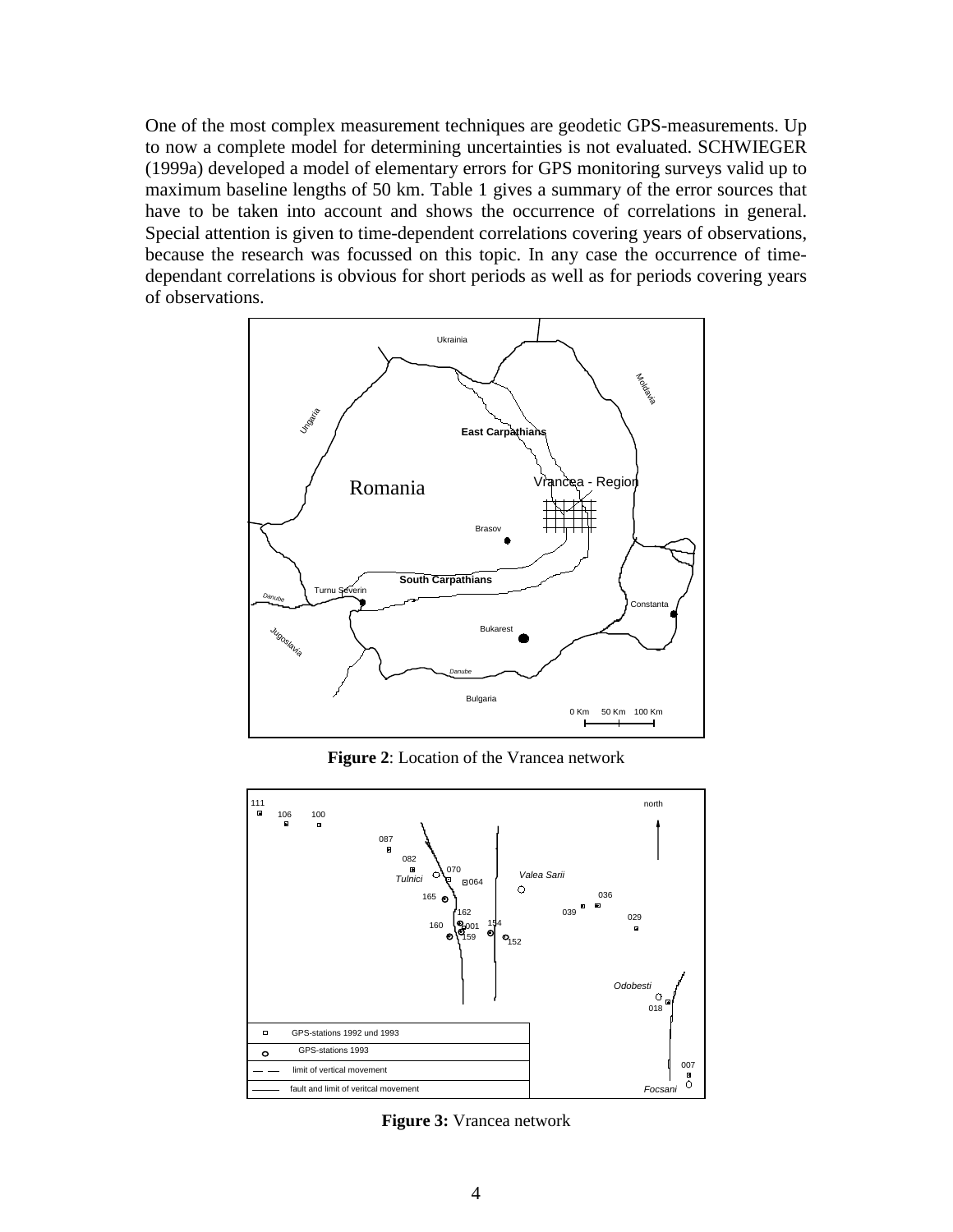One of the most complex measurement techniques are geodetic GPS-measurements. Up to now a complete model for determining uncertainties is not evaluated. SCHWIEGER (1999a) developed a model of elementary errors for GPS monitoring surveys valid up to maximum baseline lengths of 50 km. Table 1 gives a summary of the error sources that have to be taken into account and shows the occurrence of correlations in general. Special attention is given to time-dependent correlations covering years of observations, because the research was focussed on this topic. In any case the occurrence of time-dependant correlations is obvious for short periods as well as for periods covering years of observations.

**Figure 2**: Location of the Vrancea network

**Figure 3:** Vrancea network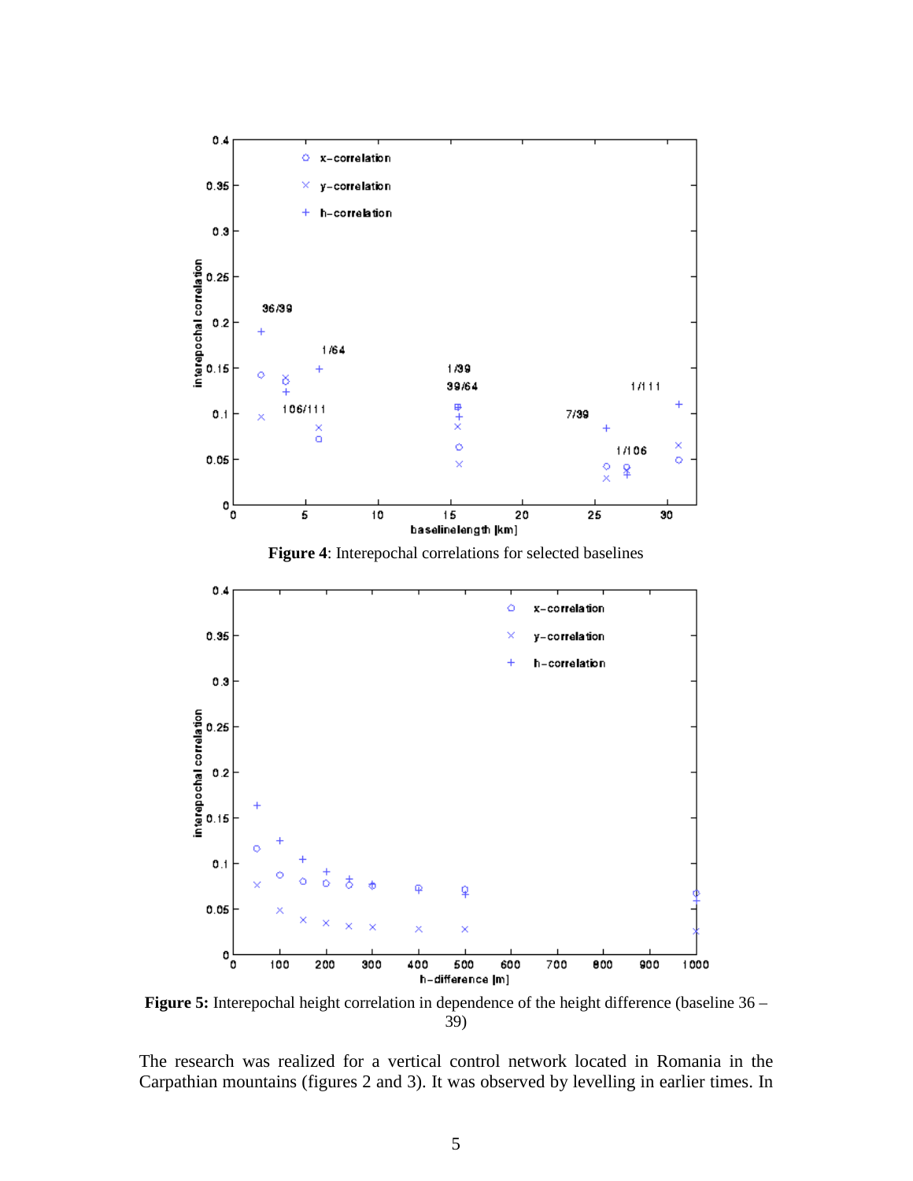**Figure 4**: Interepochal correlations for selected baselines

**Figure 5:** Interepochal height correlation in dependence of the height difference (baseline 36 – 39)

The research was realized for a vertical control network located in Romania in the Carpathian mountains (figures 2 and 3). It was observed by levelling in earlier times. In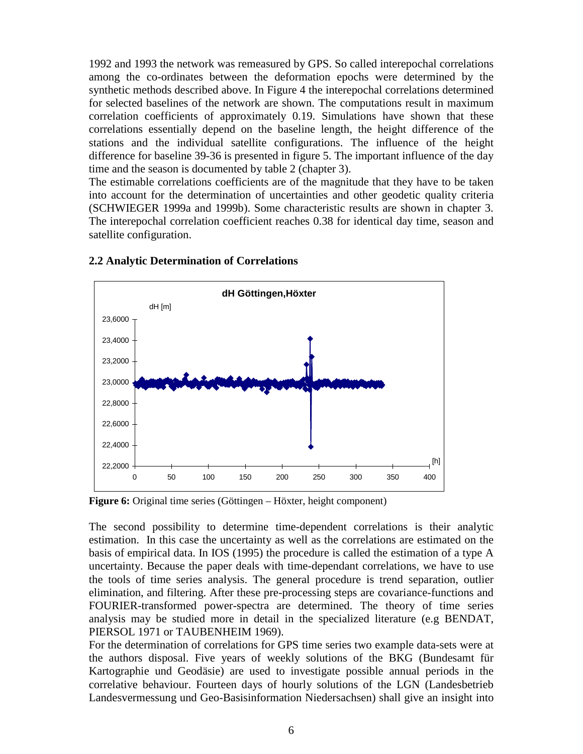1992 and 1993 the network was remeasured by GPS. So called interepochal correlations among the co-ordinates between the deformation epochs were determined by the synthetic methods described above. In Figure 4 the interepochal correlations determined for selected baselines of the network are shown. The computations result in maximum correlation coefficients of approximately 0.19. Simulations have shown that these correlations essentially depend on the baseline length, the height difference of the stations and the individual satellite configurations. The influence of the height difference for baseline 39-36 is presented in figure 5. The important influence of the day time and the season is documented by table 2 (chapter 3).

The estimable correlations coefficients are of the magnitude that they have to be taken into account for the determination of uncertainties and other geodetic quality criteria (SCHWIEGER 1999a and 1999b). Some characteristic results are shown in chapter 3. The interepochal correlation coefficient reaches 0.38 for identical day time, season and satellite configuration.

## 2.2 Analytic Determination of Correlations

**Figure 6:** Original time series (Göttingen – Höxter, height component)

The second possibility to determine time-dependent correlations is their analytic estimation. In this case the uncertainty as well as the correlations are estimated on the basis of empirical data. In IOS (1995) the procedure is called the estimation of a type A uncertainty. Because the paper deals with time-dependant correlations, we have to use the tools of time series analysis. The general procedure is trend separation, outlier elimination, and filtering. After these pre-processing steps are covariance-functions and FOURIER-transformed power-spectra are determined. The theory of time series analysis may be studied more in detail in the specialized literature (e.g BENDAT, PIERSOL 1971 or TAUBENHEIM 1969).

For the determination of correlations for GPS time series two example data-sets were at the authors disposal. Five years of weekly solutions of the BKG (Bundesamt für Kartographie und Geodäsie) are used to investigate possible annual periods in the correlative behaviour. Fourteen days of hourly solutions of the LGN (Landesbetrieb Landesvermessung und Geo-Basisinformation Niedersachsen) shall give an insight into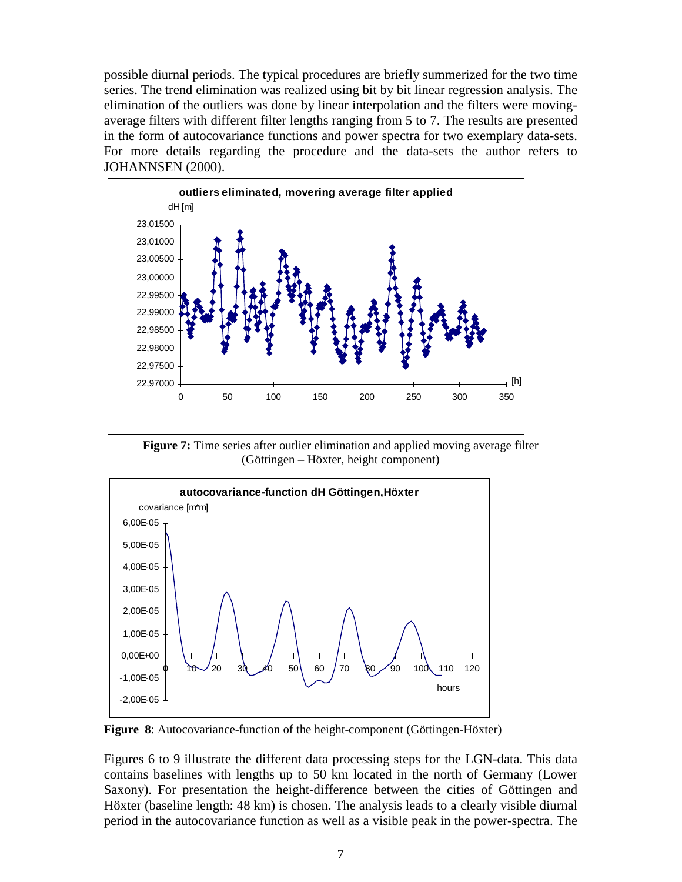possible diurnal periods. The typical procedures are briefly summerized for the two time series. The trend elimination was realized using bit by bit linear regression analysis. The elimination of the outliers was done by linear interpolation and the filters were moving-average filters with different filter lengths ranging from 5 to 7. The results are presented in the form of autocovariance functions and power spectra for two exemplary data-sets. For more details regarding the procedure and the data-sets the author refers to JOHANNSEN (2000).

**Figure 7:** Time series after outlier elimination and applied moving average filter (Göttingen – Höxter, height component)

**Figure 8**: Autocovariance-function of the height-component (Göttingen-Höxter)

Figures 6 to 9 illustrate the different data processing steps for the LGN-data. This data contains baselines with lengths up to 50 km located in the north of Germany (Lower Saxony). For presentation the height-difference between the cities of Göttingen and Höxter (baseline length: 48 km) is chosen. The analysis leads to a clearly visible diurnal period in the autocovariance function as well as a visible peak in the power-spectra. The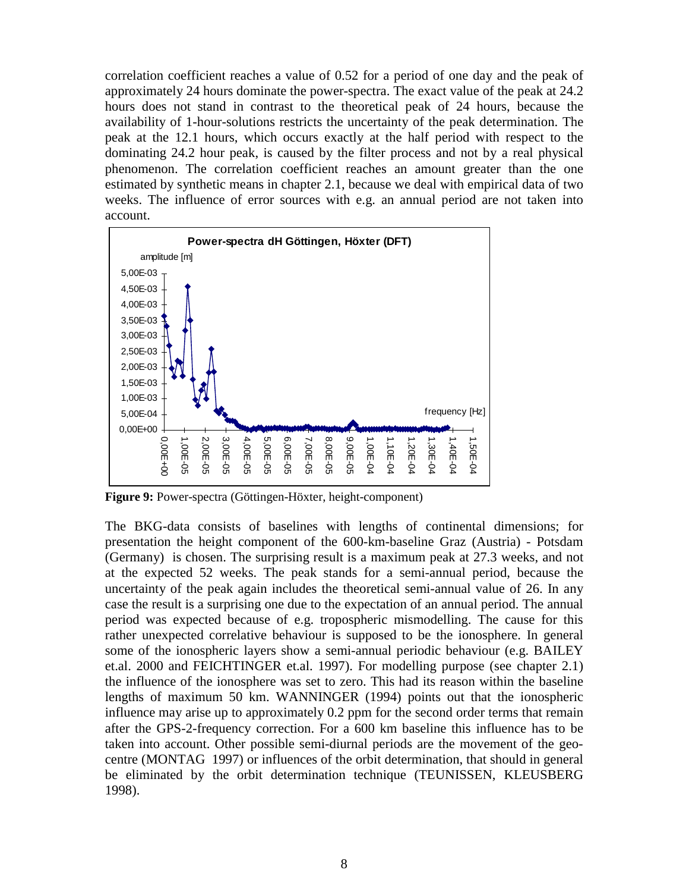correlation coefficient reaches a value of 0.52 for a period of one day and the peak of approximately 24 hours dominate the power-spectra. The exact value of the peak at 24.2 hours does not stand in contrast to the theoretical peak of 24 hours, because the availability of 1-hour-solutions restricts the uncertainty of the peak determination. The peak at the 12.1 hours, which occurs exactly at the half period with respect to the dominating 24.2 hour peak, is caused by the filter process and not by a real physical phenomenon. The correlation coefficient reaches an amount greater than the one estimated by synthetic means in chapter 2.1, because we deal with empirical data of two weeks. The influence of error sources with e.g. an annual period are not taken into account.

**Figure 9:** Power-spectra (Göttingen-Höxter, height-component)

The BKG-data consists of baselines with lengths of continental dimensions; for presentation the height component of the 600-km-baseline Graz (Austria) - Potsdam (Germany) is chosen. The surprising result is a maximum peak at 27.3 weeks, and not at the expected 52 weeks. The peak stands for a semi-annual period, because the uncertainty of the peak again includes the theoretical semi-annual value of 26. In any case the result is a surprising one due to the expectation of an annual period. The annual period was expected because of e.g. tropospheric mismodelling. The cause for this rather unexpected correlative behaviour is supposed to be the ionosphere. In general some of the ionospheric layers show a semi-annual periodic behaviour (e.g. BAILEY et.al. 2000 and FEICHTINGER et.al. 1997). For modelling purpose (see chapter 2.1) the influence of the ionosphere was set to zero. This had its reason within the baseline lengths of maximum 50 km. WANNINGER (1994) points out that the ionospheric influence may arise up to approximately 0.2 ppm for the second order terms that remain after the GPS-2-frequency correction. For a 600 km baseline this influence has to be taken into account. Other possible semi-diurnal periods are the movement of the geo-centre (MONTAG 1997) or influences of the orbit determination, that should in general be eliminated by the orbit determination technique (TEUNISSEN, KLEUSBERG 1998).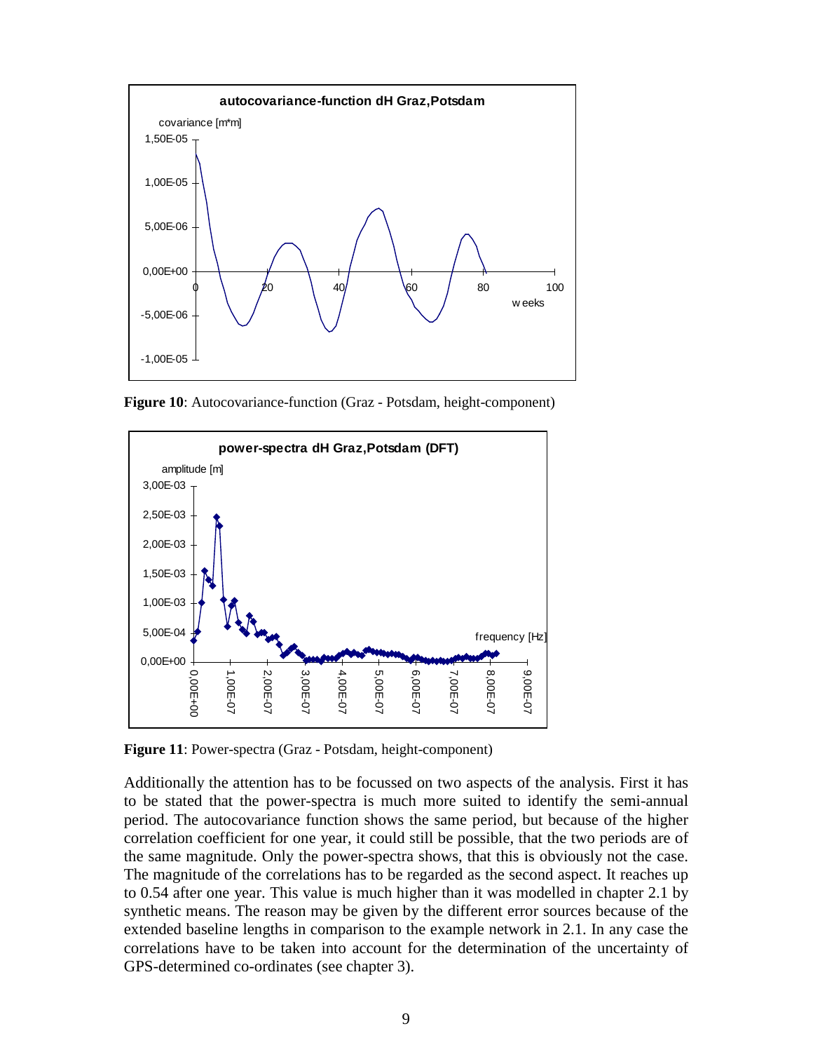**Figure 10**: Autocovariance-function (Graz - Potsdam, height-component)

**Figure 11**: Power-spectra (Graz - Potsdam, height-component)

Additionally the attention has to be focussed on two aspects of the analysis. First it has to be stated that the power-spectra is much more suited to identify the semi-annual period. The autocovariance function shows the same period, but because of the higher correlation coefficient for one year, it could still be possible, that the two periods are of the same magnitude. Only the power-spectra shows, that this is obviously not the case. The magnitude of the correlations has to be regarded as the second aspect. It reaches up to 0.54 after one year. This value is much higher than it was modelled in chapter 2.1 by synthetic means. The reason may be given by the different error sources because of the extended baseline lengths in comparison to the example network in 2.1. In any case the correlations have to be taken into account for the determination of the uncertainty of GPS-determined co-ordinates (see chapter 3).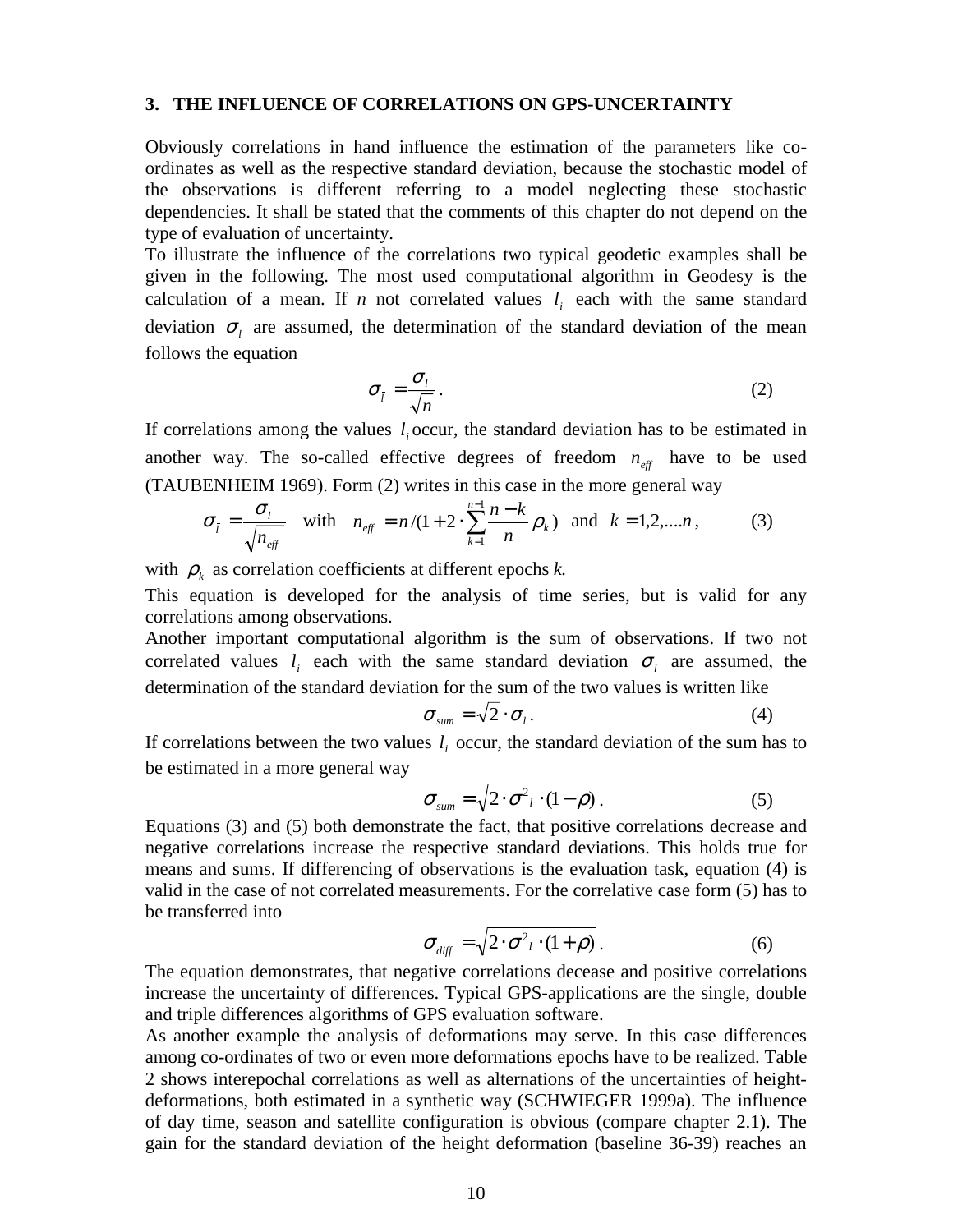### 3. THE INFLUENCE OF CORRELATIONS ON GPS-UNCERTAINTY

Obviously correlations in hand influence the estimation of the parameters like co-ordinates as well as the respective standard deviation, because the stochastic model of the observations is different referring to a model neglecting these stochastic dependencies. It shall be stated that the comments of this chapter do not depend on the type of evaluation of uncertainty.

To illustrate the influence of the correlations two typical geodetic examples shall be given in the following. The most used computational algorithm in Geodesy is the calculation of a mean. If $n$ not correlated values $l_i$ each with the same standard deviation $\sigma_l$ are assumed, the determination of the standard deviation of the mean follows the equation

$$\sigma_{\bar{l}} = \frac{\sigma_l}{\sqrt{n}} . \tag{2}$$

If correlations among the values $l_i$ occur, the standard deviation has to be estimated in another way. The so-called effective degrees of freedom $n_{eff}$ have to be used (TAUBENHEIM 1969). Form (2) writes in this case in the more general way

$$\sigma_{\bar{l}} = \frac{\sigma_l}{\sqrt{n_{eff}}} \quad \text{with} \quad n_{eff} = n / (1 + 2 \cdot \sum_{k=1}^{n-1} \frac{n-k}{n} \rho_k) \quad \text{and} \quad k = 1,2,....n , \tag{3}$$

with $\rho_k$ as correlation coefficients at different epochs $k$.

This equation is developed for the analysis of time series, but is valid for any correlations among observations.

Another important computational algorithm is the sum of observations. If two not correlated values $l_i$ each with the same standard deviation $\sigma_l$ are assumed, the determination of the standard deviation for the sum of the two values is written like

$$\sigma_{sum} = \sqrt{2} \cdot \sigma_l . \tag{4}$$

If correlations between the two values $l_i$ occur, the standard deviation of the sum has to be estimated in a more general way

$$\sigma_{sum} = \sqrt{2 \cdot \sigma^2{}_l \cdot (1 - \rho)} . \tag{5}$$

Equations (3) and (5) both demonstrate the fact, that positive correlations decrease and negative correlations increase the respective standard deviations. This holds true for means and sums. If differencing of observations is the evaluation task, equation (4) is valid in the case of not correlated measurements. For the correlative case form (5) has to be transferred into

$$\sigma_{diff} = \sqrt{2 \cdot \sigma^2{}_l \cdot (1 + \rho)} . \tag{6}$$

The equation demonstrates, that negative correlations decease and positive correlations increase the uncertainty of differences. Typical GPS-applications are the single, double and triple differences algorithms of GPS evaluation software.

As another example the analysis of deformations may serve. In this case differences among co-ordinates of two or even more deformations epochs have to be realized. Table 2 shows interepochal correlations as well as alternations of the uncertainties of height-deformations, both estimated in a synthetic way (SCHWIEGER 1999a). The influence of day time, season and satellite configuration is obvious (compare chapter 2.1). The gain for the standard deviation of the height deformation (baseline 36-39) reaches an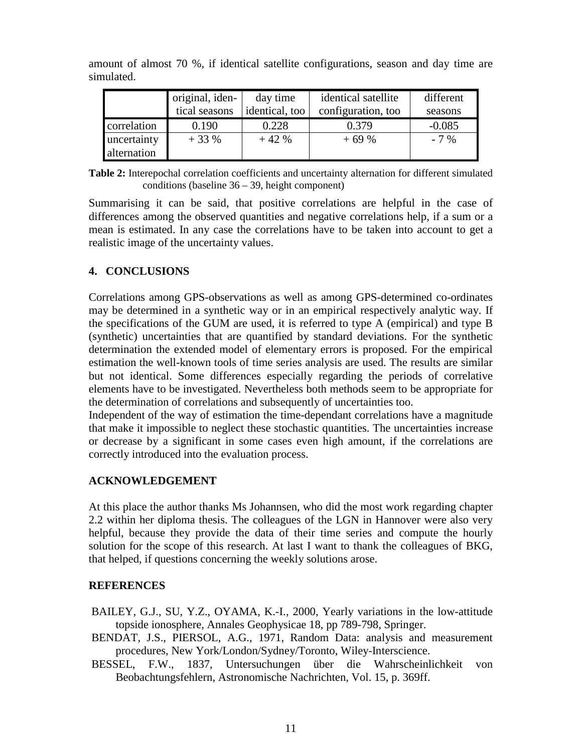amount of almost 70 %, if identical satellite configurations, season and day time are simulated.

| | original, identical seasons | day time identical, too | identical satellite configuration, too | different seasons |
|---|---|---|---|---|
| correlation | 0.190 | 0.228 | 0.379 | -0.085 |
| uncertainty alternation | + 33 % | + 42 % | + 69 % | - 7 % |

**Table 2:** Interepochal correlation coefficients and uncertainty alternation for different simulated conditions (baseline 36 – 39, height component)

Summarising it can be said, that positive correlations are helpful in the case of differences among the observed quantities and negative correlations help, if a sum or a mean is estimated. In any case the correlations have to be taken into account to get a realistic image of the uncertainty values.

## 4. CONCLUSIONS

Correlations among GPS-observations as well as among GPS-determined co-ordinates may be determined in a synthetic way or in an empirical respectively analytic way. If the specifications of the GUM are used, it is referred to type A (empirical) and type B (synthetic) uncertainties that are quantified by standard deviations. For the synthetic determination the extended model of elementary errors is proposed. For the empirical estimation the well-known tools of time series analysis are used. The results are similar but not identical. Some differences especially regarding the periods of correlative elements have to be investigated. Nevertheless both methods seem to be appropriate for the determination of correlations and subsequently of uncertainties too.

Independent of the way of estimation the time-dependant correlations have a magnitude that make it impossible to neglect these stochastic quantities. The uncertainties increase or decrease by a significant in some cases even high amount, if the correlations are correctly introduced into the evaluation process.

## ACKNOWLEDGEMENT

At this place the author thanks Ms Johannsen, who did the most work regarding chapter 2.2 within her diploma thesis. The colleagues of the LGN in Hannover were also very helpful, because they provide the data of their time series and compute the hourly solution for the scope of this research. At last I want to thank the colleagues of BKG, that helped, if questions concerning the weekly solutions arose.

## REFERENCES

BAILEY, G.J., SU, Y.Z., OYAMA, K.-I., 2000, Yearly variations in the low-attitude topside ionosphere, Annales Geophysicae 18, pp 789-798, Springer.

BENDAT, J.S., PIERSOL, A.G., 1971, Random Data: analysis and measurement procedures, New York/London/Sydney/Toronto, Wiley-Interscience.

BESSEL, F.W., 1837, Untersuchungen über die Wahrscheinlichkeit von Beobachtungsfehlern, Astronomische Nachrichten, Vol. 15, p. 369ff.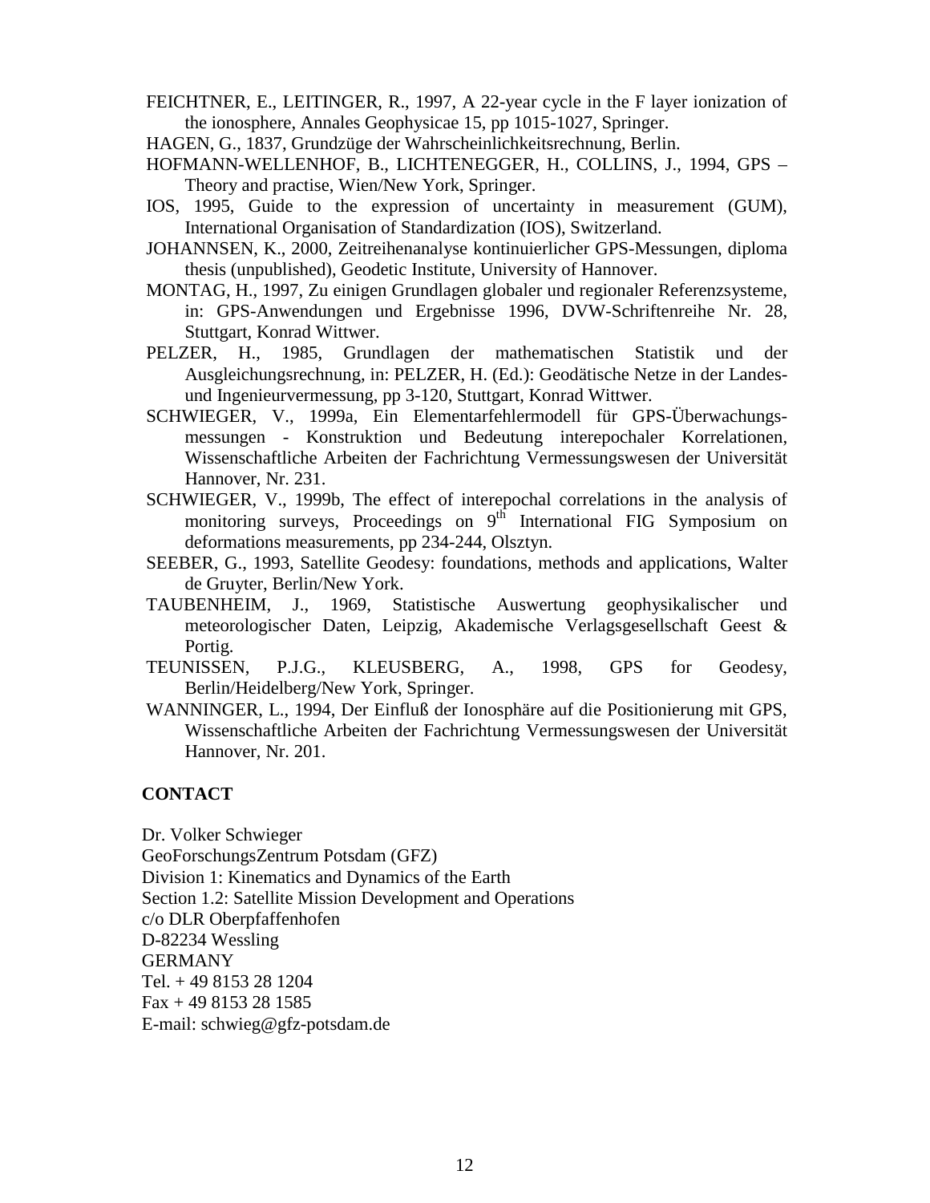FEICHTNER, E., LEITINGER, R., 1997, A 22-year cycle in the F layer ionization of the ionosphere, Annales Geophysicae 15, pp 1015-1027, Springer.

HAGEN, G., 1837, Grundzüge der Wahrscheinlichkeitsrechnung, Berlin.

HOFMANN-WELLENHOF, B., LICHTENEGGER, H., COLLINS, J., 1994, GPS – Theory and practise, Wien/New York, Springer.

IOS, 1995, Guide to the expression of uncertainty in measurement (GUM), International Organisation of Standardization (IOS), Switzerland.

JOHANNSEN, K., 2000, Zeitreihenanalyse kontinuierlicher GPS-Messungen, diploma thesis (unpublished), Geodetic Institute, University of Hannover.

MONTAG, H., 1997, Zu einigen Grundlagen globaler und regionaler Referenzsysteme, in: GPS-Anwendungen und Ergebnisse 1996, DVW-Schriftenreihe Nr. 28, Stuttgart, Konrad Wittwer.

PELZER, H., 1985, Grundlagen der mathematischen Statistik und der Ausgleichungsrechnung, in: PELZER, H. (Ed.): Geodätische Netze in der Landes- und Ingenieurvermessung, pp 3-120, Stuttgart, Konrad Wittwer.

SCHWIEGER, V., 1999a, Ein Elementarfehlermodell für GPS-Überwachungsmessungen - Konstruktion und Bedeutung interepochaler Korrelationen, Wissenschaftliche Arbeiten der Fachrichtung Vermessungswesen der Universität Hannover, Nr. 231.

SCHWIEGER, V., 1999b, The effect of interepochal correlations in the analysis of monitoring surveys, Proceedings on 9th International FIG Symposium on deformations measurements, pp 234-244, Olsztyn.

SEEBER, G., 1993, Satellite Geodesy: foundations, methods and applications, Walter de Gruyter, Berlin/New York.

TAUBENHEIM, J., 1969, Statistische Auswertung geophysikalischer und meteorologischer Daten, Leipzig, Akademische Verlagsgesellschaft Geest & Portig.

TEUNISSEN, P.J.G., KLEUSBERG, A., 1998, GPS for Geodesy, Berlin/Heidelberg/New York, Springer.

WANNINGER, L., 1994, Der Einfluß der Ionosphäre auf die Positionierung mit GPS, Wissenschaftliche Arbeiten der Fachrichtung Vermessungswesen der Universität Hannover, Nr. 201.

**CONTACT**

Dr. Volker Schwieger
GeoForschungsZentrum Potsdam (GFZ)
Division 1: Kinematics and Dynamics of the Earth
Section 1.2: Satellite Mission Development and Operations
c/o DLR Oberpfaffenhofen
D-82234 Wessling
GERMANY
Tel. + 49 8153 28 1204
Fax + 49 8153 28 1585
E-mail: schwieg@gfz-potsdam.de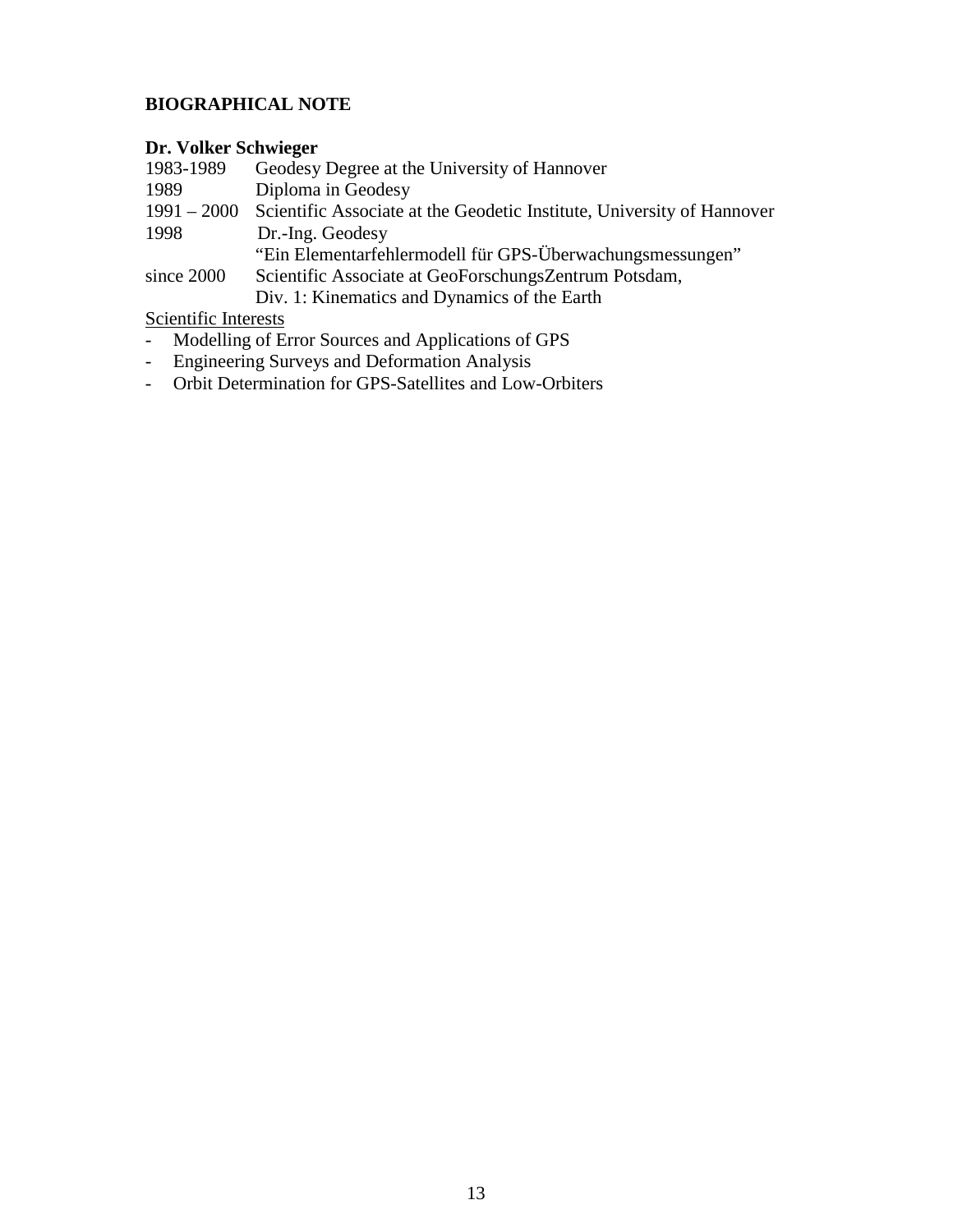**BIOGRAPHICAL NOTE**

**Dr. Volker Schwieger**

| | |
|---|---|
| 1983-1989 | Geodesy Degree at the University of Hannover |
| 1989 | Diploma in Geodesy |
| 1991 – 2000 | Scientific Associate at the Geodetic Institute, University of Hannover |
| 1998 | Dr.-Ing. Geodesy<br>“Ein Elementarfehlermodell für GPS-Überwachungsmessungen” |
| since 2000 | Scientific Associate at GeoForschungsZentrum Potsdam,<br>Div. 1: Kinematics and Dynamics of the Earth |

<u>Scientific Interests</u>

- Modelling of Error Sources and Applications of GPS
- Engineering Surveys and Deformation Analysis
- Orbit Determination for GPS-Satellites and Low-Orbiters